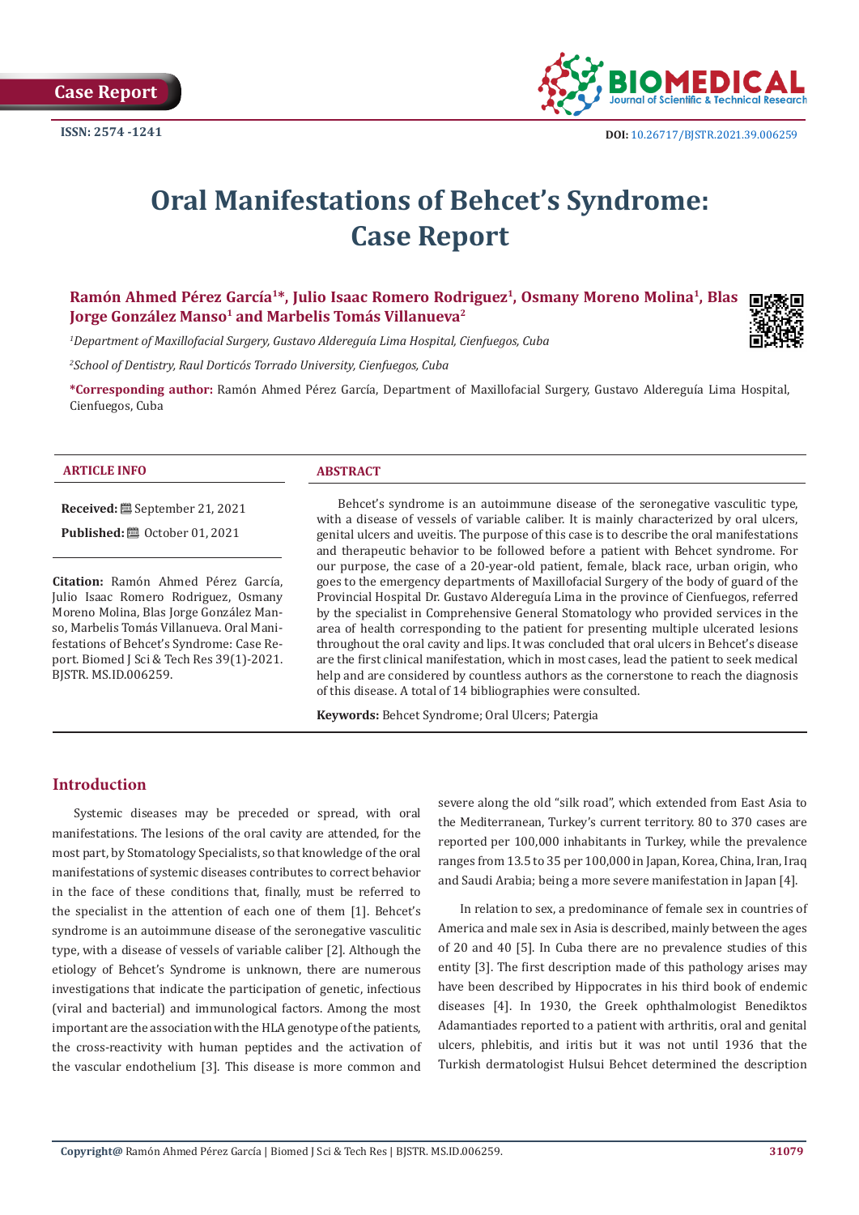Case Report

ISSN: 2574 -1241

DOI: 10.26717/BJSTR.2021.39.006259

# Oral Manifestations of Behcet's Syndrome: Case Report

**Ramón Ahmed Pérez García[1]*, Julio Isaac Romero Rodriguez[1], Osmany Moreno Molina[1], Blas Jorge González Manso[1] and Marbelis Tomás Villanueva[2]**

[1]*Department of Maxillofacial Surgery, Gustavo Aldereguía Lima Hospital, Cienfuegos, Cuba*

[2]*School of Dentistry, Raul Dorticós Torrado University, Cienfuegos, Cuba*

**\*Corresponding author:** Ramón Ahmed Pérez García, Department of Maxillofacial Surgery, Gustavo Aldereguía Lima Hospital, Cienfuegos, Cuba

## ARTICLE INFO

**Received:** September 21, 2021

**Published:** October 01, 2021

**Citation:** Ramón Ahmed Pérez García, Julio Isaac Romero Rodriguez, Osmany Moreno Molina, Blas Jorge González Manso, Marbelis Tomás Villanueva. Oral Manifestations of Behcet's Syndrome: Case Report. Biomed J Sci & Tech Res 39(1)-2021. BJSTR. MS.ID.006259.

## ABSTRACT

Behcet's syndrome is an autoimmune disease of the seronegative vasculitic type, with a disease of vessels of variable caliber. It is mainly characterized by oral ulcers, genital ulcers and uveitis. The purpose of this case is to describe the oral manifestations and therapeutic behavior to be followed before a patient with Behcet syndrome. For our purpose, the case of a 20-year-old patient, female, black race, urban origin, who goes to the emergency departments of Maxillofacial Surgery of the body of guard of the Provincial Hospital Dr. Gustavo Aldereguía Lima in the province of Cienfuegos, referred by the specialist in Comprehensive General Stomatology who provided services in the area of health corresponding to the patient for presenting multiple ulcerated lesions throughout the oral cavity and lips. It was concluded that oral ulcers in Behcet's disease are the first clinical manifestation, which in most cases, lead the patient to seek medical help and are considered by countless authors as the cornerstone to reach the diagnosis of this disease. A total of 14 bibliographies were consulted.

**Keywords:** Behcet Syndrome; Oral Ulcers; Patergia

## Introduction

Systemic diseases may be preceded or spread, with oral manifestations. The lesions of the oral cavity are attended, for the most part, by Stomatology Specialists, so that knowledge of the oral manifestations of systemic diseases contributes to correct behavior in the face of these conditions that, finally, must be referred to the specialist in the attention of each one of them [1]. Behcet's syndrome is an autoimmune disease of the seronegative vasculitic type, with a disease of vessels of variable caliber [2]. Although the etiology of Behcet's Syndrome is unknown, there are numerous investigations that indicate the participation of genetic, infectious (viral and bacterial) and immunological factors. Among the most important are the association with the HLA genotype of the patients, the cross-reactivity with human peptides and the activation of the vascular endothelium [3]. This disease is more common and severe along the old "silk road", which extended from East Asia to the Mediterranean, Turkey's current territory. 80 to 370 cases are reported per 100,000 inhabitants in Turkey, while the prevalence ranges from 13.5 to 35 per 100,000 in Japan, Korea, China, Iran, Iraq and Saudi Arabia; being a more severe manifestation in Japan [4].

In relation to sex, a predominance of female sex in countries of America and male sex in Asia is described, mainly between the ages of 20 and 40 [5]. In Cuba there are no prevalence studies of this entity [3]. The first description made of this pathology arises may have been described by Hippocrates in his third book of endemic diseases [4]. In 1930, the Greek ophthalmologist Benediktos Adamantiades reported to a patient with arthritis, oral and genital ulcers, phlebitis, and iritis but it was not until 1936 that the Turkish dermatologist Hulsui Behcet determined the description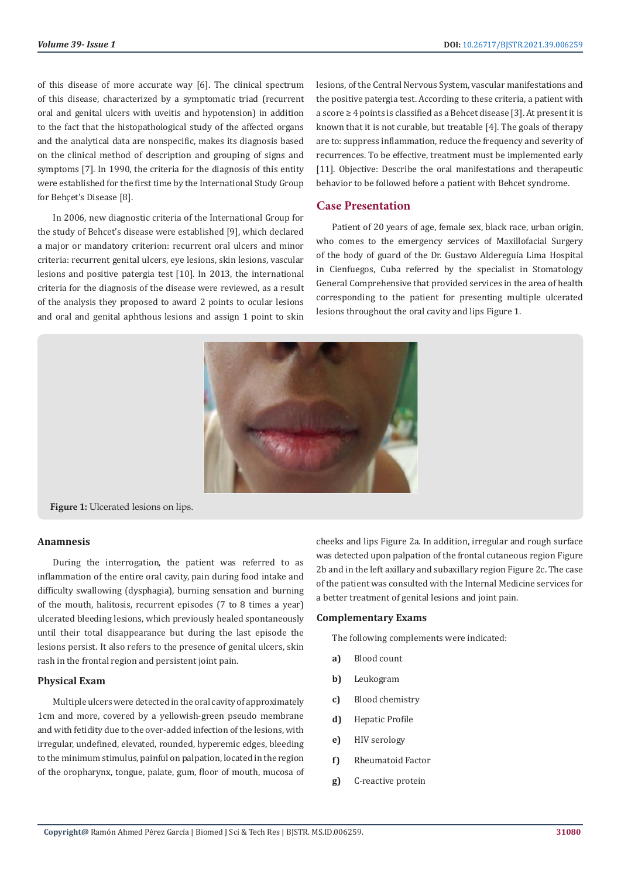of this disease of more accurate way [6]. The clinical spectrum of this disease, characterized by a symptomatic triad (recurrent oral and genital ulcers with uveitis and hypotension) in addition to the fact that the histopathological study of the affected organs and the analytical data are nonspecific, makes its diagnosis based on the clinical method of description and grouping of signs and symptoms [7]. In 1990, the criteria for the diagnosis of this entity were established for the first time by the International Study Group for Behçet's Disease [8].

In 2006, new diagnostic criteria of the International Group for the study of Behcet's disease were established [9], which declared a major or mandatory criterion: recurrent oral ulcers and minor criteria: recurrent genital ulcers, eye lesions, skin lesions, vascular lesions and positive patergia test [10]. In 2013, the international criteria for the diagnosis of the disease were reviewed, as a result of the analysis they proposed to award 2 points to ocular lesions and oral and genital aphthous lesions and assign 1 point to skin lesions, of the Central Nervous System, vascular manifestations and the positive patergia test. According to these criteria, a patient with a score ≥ 4 points is classified as a Behcet disease [3]. At present it is known that it is not curable, but treatable [4]. The goals of therapy are to: suppress inflammation, reduce the frequency and severity of recurrences. To be effective, treatment must be implemented early [11]. Objective: Describe the oral manifestations and therapeutic behavior to be followed before a patient with Behcet syndrome.

## Case Presentation

Patient of 20 years of age, female sex, black race, urban origin, who comes to the emergency services of Maxillofacial Surgery of the body of guard of the Dr. Gustavo Aldereguía Lima Hospital in Cienfuegos, Cuba referred by the specialist in Stomatology General Comprehensive that provided services in the area of health corresponding to the patient for presenting multiple ulcerated lesions throughout the oral cavity and lips Figure 1.

**Figure 1:** Ulcerated lesions on lips.

### Anamnesis

During the interrogation, the patient was referred to as inflammation of the entire oral cavity, pain during food intake and difficulty swallowing (dysphagia), burning sensation and burning of the mouth, halitosis, recurrent episodes (7 to 8 times a year) ulcerated bleeding lesions, which previously healed spontaneously until their total disappearance but during the last episode the lesions persist. It also refers to the presence of genital ulcers, skin rash in the frontal region and persistent joint pain.

### Physical Exam

Multiple ulcers were detected in the oral cavity of approximately 1cm and more, covered by a yellowish-green pseudo membrane and with fetidity due to the over-added infection of the lesions, with irregular, undefined, elevated, rounded, hyperemic edges, bleeding to the minimum stimulus, painful on palpation, located in the region of the oropharynx, tongue, palate, gum, floor of mouth, mucosa of cheeks and lips Figure 2a. In addition, irregular and rough surface was detected upon palpation of the frontal cutaneous region Figure 2b and in the left axillary and subaxillary region Figure 2c. The case of the patient was consulted with the Internal Medicine services for a better treatment of genital lesions and joint pain.

### Complementary Exams

The following complements were indicated:

- **a)** Blood count
- **b)** Leukogram
- **c)** Blood chemistry
- **d)** Hepatic Profile
- **e)** HIV serology
- **f)** Rheumatoid Factor
- **g)** C-reactive protein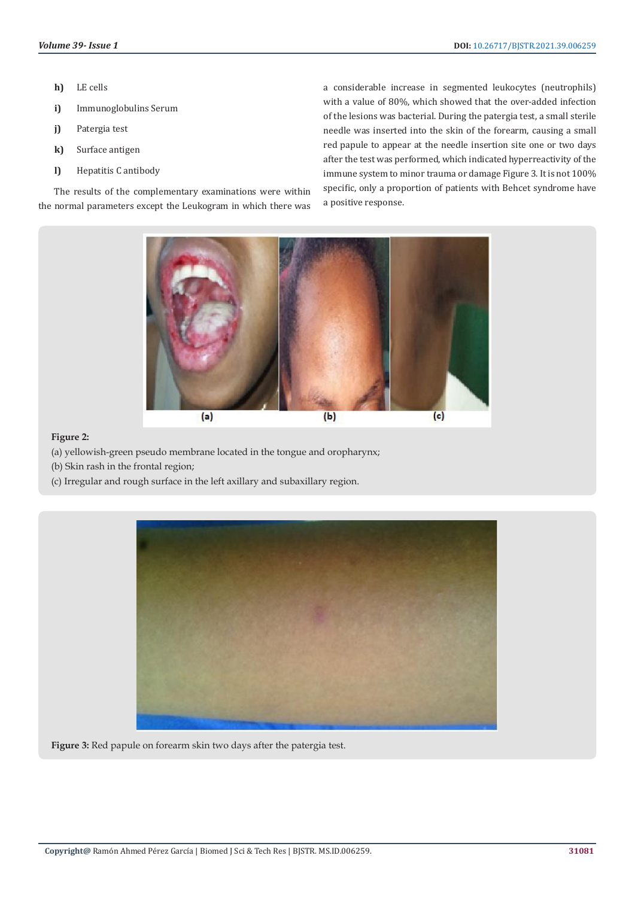h) LE cells

i) Immunoglobulins Serum

j) Patergia test

k) Surface antigen

l) Hepatitis C antibody

The results of the complementary examinations were within the normal parameters except the Leukogram in which there was a considerable increase in segmented leukocytes (neutrophils) with a value of 80%, which showed that the over-added infection of the lesions was bacterial. During the patergia test, a small sterile needle was inserted into the skin of the forearm, causing a small red papule to appear at the needle insertion site one or two days after the test was performed, which indicated hyperreactivity of the immune system to minor trauma or damage Figure 3. It is not 100% specific, only a proportion of patients with Behcet syndrome have a positive response.

**Figure 2:**
(a) yellowish-green pseudo membrane located in the tongue and oropharynx;
(b) Skin rash in the frontal region;
(c) Irregular and rough surface in the left axillary and subaxillary region.

**Figure 3:** Red papule on forearm skin two days after the patergia test.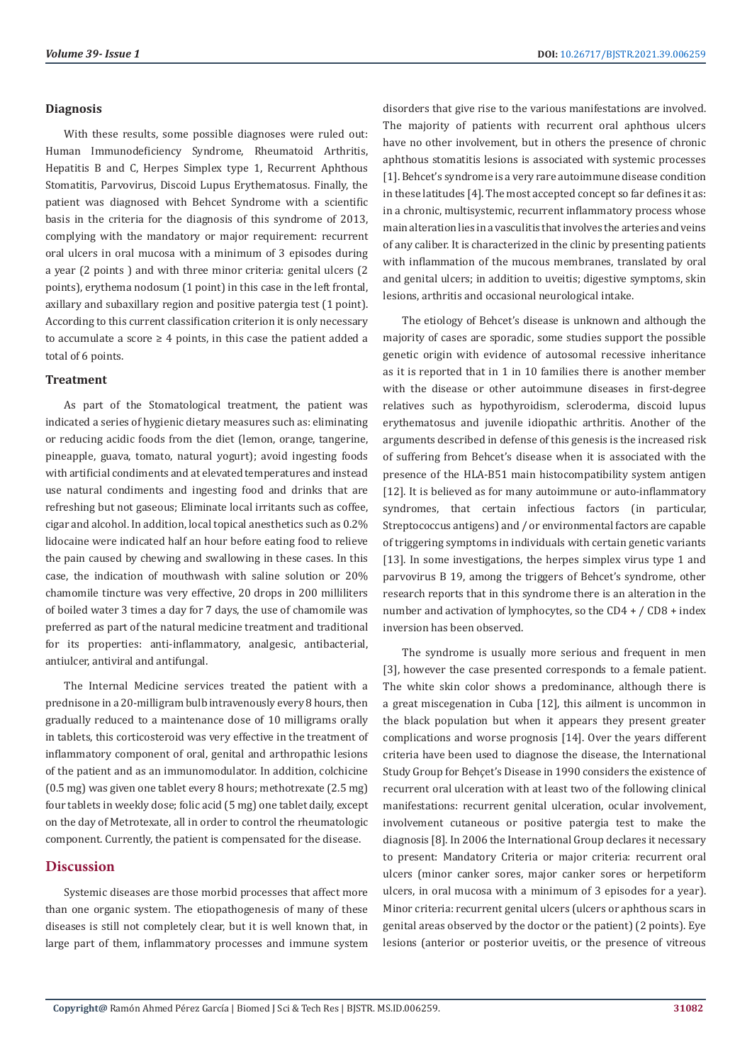### Diagnosis

With these results, some possible diagnoses were ruled out: Human Immunodeficiency Syndrome, Rheumatoid Arthritis, Hepatitis B and C, Herpes Simplex type 1, Recurrent Aphthous Stomatitis, Parvovirus, Discoid Lupus Erythematosus. Finally, the patient was diagnosed with Behcet Syndrome with a scientific basis in the criteria for the diagnosis of this syndrome of 2013, complying with the mandatory or major requirement: recurrent oral ulcers in oral mucosa with a minimum of 3 episodes during a year (2 points ) and with three minor criteria: genital ulcers (2 points), erythema nodosum (1 point) in this case in the left frontal, axillary and subaxillary region and positive patergia test (1 point). According to this current classification criterion it is only necessary to accumulate a score ≥ 4 points, in this case the patient added a total of 6 points.

### Treatment

As part of the Stomatological treatment, the patient was indicated a series of hygienic dietary measures such as: eliminating or reducing acidic foods from the diet (lemon, orange, tangerine, pineapple, guava, tomato, natural yogurt); avoid ingesting foods with artificial condiments and at elevated temperatures and instead use natural condiments and ingesting food and drinks that are refreshing but not gaseous; Eliminate local irritants such as coffee, cigar and alcohol. In addition, local topical anesthetics such as 0.2% lidocaine were indicated half an hour before eating food to relieve the pain caused by chewing and swallowing in these cases. In this case, the indication of mouthwash with saline solution or 20% chamomile tincture was very effective, 20 drops in 200 milliliters of boiled water 3 times a day for 7 days, the use of chamomile was preferred as part of the natural medicine treatment and traditional for its properties: anti-inflammatory, analgesic, antibacterial, antiulcer, antiviral and antifungal.

The Internal Medicine services treated the patient with a prednisone in a 20-milligram bulb intravenously every 8 hours, then gradually reduced to a maintenance dose of 10 milligrams orally in tablets, this corticosteroid was very effective in the treatment of inflammatory component of oral, genital and arthropathic lesions of the patient and as an immunomodulator. In addition, colchicine (0.5 mg) was given one tablet every 8 hours; methotrexate (2.5 mg) four tablets in weekly dose; folic acid (5 mg) one tablet daily, except on the day of Metrotexate, all in order to control the rheumatologic component. Currently, the patient is compensated for the disease.

## Discussion

Systemic diseases are those morbid processes that affect more than one organic system. The etiopathogenesis of many of these diseases is still not completely clear, but it is well known that, in large part of them, inflammatory processes and immune system disorders that give rise to the various manifestations are involved. The majority of patients with recurrent oral aphthous ulcers have no other involvement, but in others the presence of chronic aphthous stomatitis lesions is associated with systemic processes [1]. Behcet's syndrome is a very rare autoimmune disease condition in these latitudes [4]. The most accepted concept so far defines it as: in a chronic, multisystemic, recurrent inflammatory process whose main alteration lies in a vasculitis that involves the arteries and veins of any caliber. It is characterized in the clinic by presenting patients with inflammation of the mucous membranes, translated by oral and genital ulcers; in addition to uveitis; digestive symptoms, skin lesions, arthritis and occasional neurological intake.

The etiology of Behcet's disease is unknown and although the majority of cases are sporadic, some studies support the possible genetic origin with evidence of autosomal recessive inheritance as it is reported that in 1 in 10 families there is another member with the disease or other autoimmune diseases in first-degree relatives such as hypothyroidism, scleroderma, discoid lupus erythematosus and juvenile idiopathic arthritis. Another of the arguments described in defense of this genesis is the increased risk of suffering from Behcet's disease when it is associated with the presence of the HLA-B51 main histocompatibility system antigen [12]. It is believed as for many autoimmune or auto-inflammatory syndromes, that certain infectious factors (in particular, Streptococcus antigens) and / or environmental factors are capable of triggering symptoms in individuals with certain genetic variants [13]. In some investigations, the herpes simplex virus type 1 and parvovirus B 19, among the triggers of Behcet's syndrome, other research reports that in this syndrome there is an alteration in the number and activation of lymphocytes, so the CD4 + / CD8 + index inversion has been observed.

The syndrome is usually more serious and frequent in men [3], however the case presented corresponds to a female patient. The white skin color shows a predominance, although there is a great miscegenation in Cuba [12], this ailment is uncommon in the black population but when it appears they present greater complications and worse prognosis [14]. Over the years different criteria have been used to diagnose the disease, the International Study Group for Behçet's Disease in 1990 considers the existence of recurrent oral ulceration with at least two of the following clinical manifestations: recurrent genital ulceration, ocular involvement, involvement cutaneous or positive patergia test to make the diagnosis [8]. In 2006 the International Group declares it necessary to present: Mandatory Criteria or major criteria: recurrent oral ulcers (minor canker sores, major canker sores or herpetiform ulcers, in oral mucosa with a minimum of 3 episodes for a year). Minor criteria: recurrent genital ulcers (ulcers or aphthous scars in genital areas observed by the doctor or the patient) (2 points). Eye lesions (anterior or posterior uveitis, or the presence of vitreous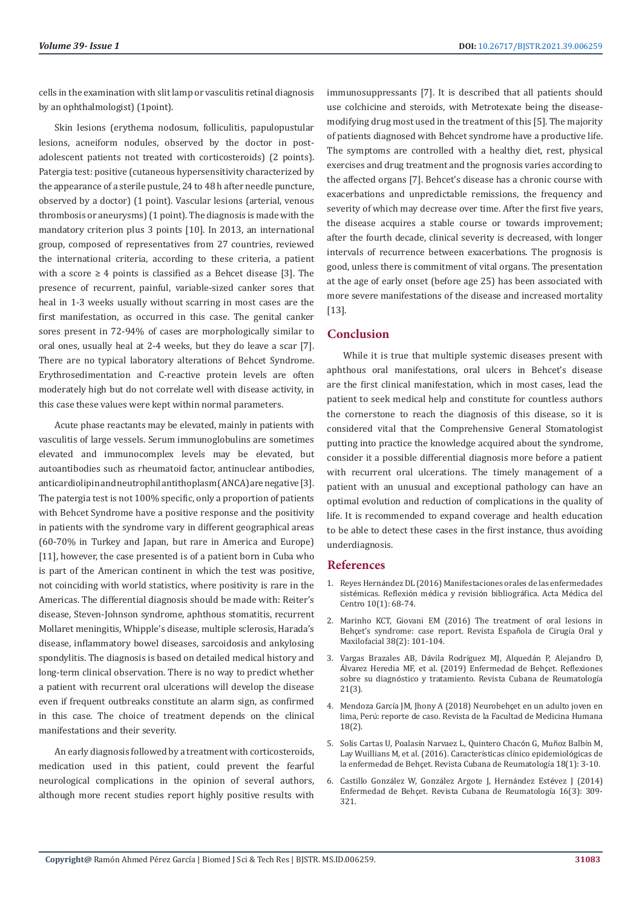cells in the examination with slit lamp or vasculitis retinal diagnosis by an ophthalmologist) (1point).

Skin lesions (erythema nodosum, folliculitis, papulopustular lesions, acneiform nodules, observed by the doctor in post-adolescent patients not treated with corticosteroids) (2 points). Patergia test: positive (cutaneous hypersensitivity characterized by the appearance of a sterile pustule, 24 to 48 h after needle puncture, observed by a doctor) (1 point). Vascular lesions (arterial, venous thrombosis or aneurysms) (1 point). The diagnosis is made with the mandatory criterion plus 3 points [10]. In 2013, an international group, composed of representatives from 27 countries, reviewed the international criteria, according to these criteria, a patient with a score ≥ 4 points is classified as a Behcet disease [3]. The presence of recurrent, painful, variable-sized canker sores that heal in 1-3 weeks usually without scarring in most cases are the first manifestation, as occurred in this case. The genital canker sores present in 72-94% of cases are morphologically similar to oral ones, usually heal at 2-4 weeks, but they do leave a scar [7]. There are no typical laboratory alterations of Behcet Syndrome. Erythrosedimentation and C-reactive protein levels are often moderately high but do not correlate well with disease activity, in this case these values were kept within normal parameters.

Acute phase reactants may be elevated, mainly in patients with vasculitis of large vessels. Serum immunoglobulins are sometimes elevated and immunocomplex levels may be elevated, but autoantibodies such as rheumatoid factor, antinuclear antibodies, anticardiolipin and neutrophil antithoplasm (ANCA) are negative [3]. The patergia test is not 100% specific, only a proportion of patients with Behcet Syndrome have a positive response and the positivity in patients with the syndrome vary in different geographical areas (60-70% in Turkey and Japan, but rare in America and Europe) [11], however, the case presented is of a patient born in Cuba who is part of the American continent in which the test was positive, not coinciding with world statistics, where positivity is rare in the Americas. The differential diagnosis should be made with: Reiter's disease, Steven-Johnson syndrome, aphthous stomatitis, recurrent Mollaret meningitis, Whipple's disease, multiple sclerosis, Harada's disease, inflammatory bowel diseases, sarcoidosis and ankylosing spondylitis. The diagnosis is based on detailed medical history and long-term clinical observation. There is no way to predict whether a patient with recurrent oral ulcerations will develop the disease even if frequent outbreaks constitute an alarm sign, as confirmed in this case. The choice of treatment depends on the clinical manifestations and their severity.

An early diagnosis followed by a treatment with corticosteroids, medication used in this patient, could prevent the fearful neurological complications in the opinion of several authors, although more recent studies report highly positive results with immunosuppressants [7]. It is described that all patients should use colchicine and steroids, with Metrotexate being the disease-modifying drug most used in the treatment of this [5]. The majority of patients diagnosed with Behcet syndrome have a productive life. The symptoms are controlled with a healthy diet, rest, physical exercises and drug treatment and the prognosis varies according to the affected organs [7]. Behcet's disease has a chronic course with exacerbations and unpredictable remissions, the frequency and severity of which may decrease over time. After the first five years, the disease acquires a stable course or towards improvement; after the fourth decade, clinical severity is decreased, with longer intervals of recurrence between exacerbations. The prognosis is good, unless there is commitment of vital organs. The presentation at the age of early onset (before age 25) has been associated with more severe manifestations of the disease and increased mortality [13].

## Conclusion

While it is true that multiple systemic diseases present with aphthous oral manifestations, oral ulcers in Behcet's disease are the first clinical manifestation, which in most cases, lead the patient to seek medical help and constitute for countless authors the cornerstone to reach the diagnosis of this disease, so it is considered vital that the Comprehensive General Stomatologist putting into practice the knowledge acquired about the syndrome, consider it a possible differential diagnosis more before a patient with recurrent oral ulcerations. The timely management of a patient with an unusual and exceptional pathology can have an optimal evolution and reduction of complications in the quality of life. It is recommended to expand coverage and health education to be able to detect these cases in the first instance, thus avoiding underdiagnosis.

## References

1. Reyes Hernández DL (2016) Manifestaciones orales de las enfermedades sistémicas. Reflexión médica y revisión bibliográfica. Acta Médica del Centro 10(1): 68-74.
2. Marinho KCT, Giovani EM (2016) The treatment of oral lesions in Behçet's syndrome: case report. Revista Española de Cirugía Oral y Maxilofacial 38(2): 101-104.
3. Vargas Brazales AB, Dávila Rodríguez MJ, Alquedán P, Alejandro D, Álvarez Heredia MF, et al. (2019) Enfermedad de Behçet. Reflexiones sobre su diagnóstico y tratamiento. Revista Cubana de Reumatología 21(3).
4. Mendoza García JM, Jhony A (2018) Neurobehçet en un adulto joven en lima, Perú: reporte de caso. Revista de la Facultad de Medicina Humana 18(2).
5. Solis Cartas U, Poalasín Narvaez L, Quintero Chacón G, Muñoz Balbín M, Lay Wuillians M, et al. (2016). Características clínico epidemiológicas de la enfermedad de Behçet. Revista Cubana de Reumatología 18(1): 3-10.
6. Castillo González W, González Argote J, Hernández Estévez J (2014) Enfermedad de Behçet. Revista Cubana de Reumatología 16(3): 309-321.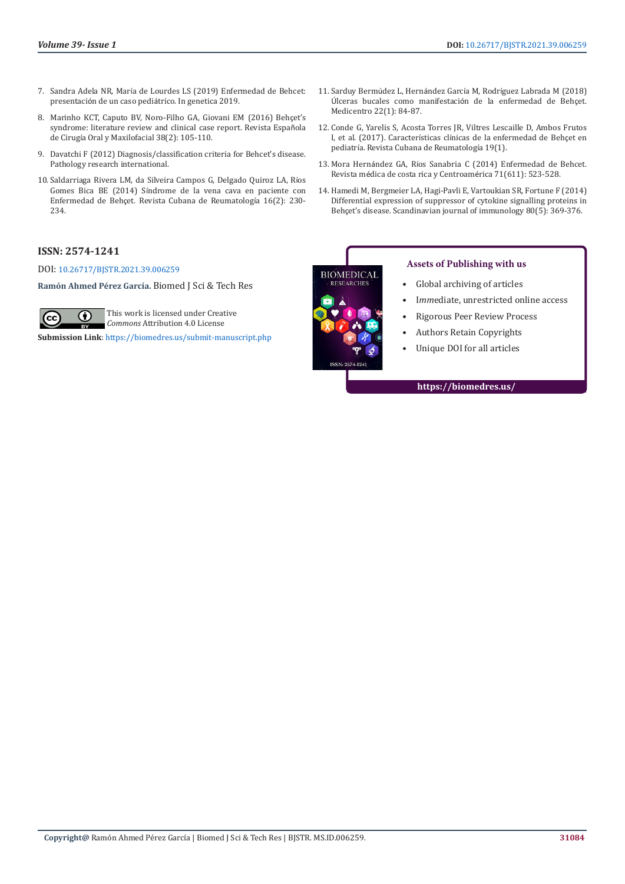7. Sandra Adela NR, María de Lourdes LS (2019) Enfermedad de Behcet: presentación de un caso pediátrico. In genetica 2019.

8. Marinho KCT, Caputo BV, Noro-Filho GA, Giovani EM (2016) Behçet's syndrome: literature review and clinical case report. Revista Española de Cirugía Oral y Maxilofacial 38(2): 105-110.

9. Davatchi F (2012) Diagnosis/classification criteria for Behcet's disease. Pathology research international.

10. Saldarriaga Rivera LM, da Silveira Campos G, Delgado Quiroz LA, Ríos Gomes Bica BE (2014) Síndrome de la vena cava en paciente con Enfermedad de Behçet. Revista Cubana de Reumatología 16(2): 230-234.

11. Sarduy Bermúdez L, Hernández García M, Rodríguez Labrada M (2018) Úlceras bucales como manifestación de la enfermedad de Behçet. Medicentro 22(1): 84-87.

12. Conde G, Yarelis S, Acosta Torres JR, Viltres Lescaille D, Ambos Frutos I, et al. (2017). Características clínicas de la enfermedad de Behçet en pediatría. Revista Cubana de Reumatología 19(1).

13. Mora Hernández GA, Ríos Sanabria C (2014) Enfermedad de Behcet. Revista médica de costa rica y Centroamérica 71(611): 523-528.

14. Hamedi M, Bergmeier LA, Hagi-Pavli E, Vartoukian SR, Fortune F (2014) Differential expression of suppressor of cytokine signalling proteins in Behçet's disease. Scandinavian journal of immunology 80(5): 369-376.

**ISSN: 2574-1241**

DOI: 10.26717/BJSTR.2021.39.006259

**Ramón Ahmed Pérez García**. Biomed J Sci & Tech Res

This work is licensed under Creative *Commons* Attribution 4.0 License

**Submission Link**: https://biomedres.us/submit-manuscript.php

BIOMEDICAL RESEARCHES

ISSN: 2574-1241

**Assets of Publishing with us**

- Global archiving of articles
- Immediate, unrestricted online access
- Rigorous Peer Review Process
- Authors Retain Copyrights
- Unique DOI for all articles

**https://biomedres.us/**